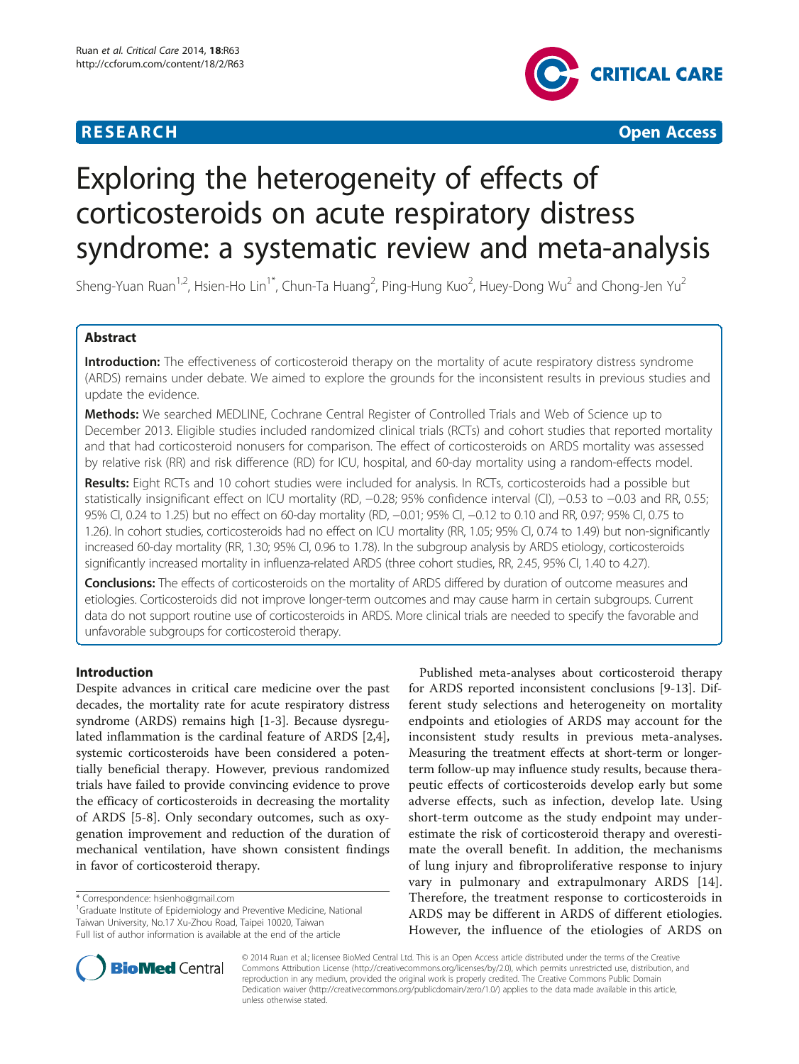**RESEARCH** **Open Access**

# Exploring the heterogeneity of effects of corticosteroids on acute respiratory distress syndrome: a systematic review and meta-analysis

Sheng-Yuan Ruan[1,2], Hsien-Ho Lin[1*], Chun-Ta Huang[2], Ping-Hung Kuo[2], Huey-Dong Wu[2] and Chong-Jen Yu[2]

## Abstract

**Introduction:** The effectiveness of corticosteroid therapy on the mortality of acute respiratory distress syndrome (ARDS) remains under debate. We aimed to explore the grounds for the inconsistent results in previous studies and update the evidence.

**Methods:** We searched MEDLINE, Cochrane Central Register of Controlled Trials and Web of Science up to December 2013. Eligible studies included randomized clinical trials (RCTs) and cohort studies that reported mortality and that had corticosteroid nonusers for comparison. The effect of corticosteroids on ARDS mortality was assessed by relative risk (RR) and risk difference (RD) for ICU, hospital, and 60-day mortality using a random-effects model.

**Results:** Eight RCTs and 10 cohort studies were included for analysis. In RCTs, corticosteroids had a possible but statistically insignificant effect on ICU mortality (RD, −0.28; 95% confidence interval (CI), −0.53 to −0.03 and RR, 0.55; 95% CI, 0.24 to 1.25) but no effect on 60-day mortality (RD, −0.01; 95% CI, −0.12 to 0.10 and RR, 0.97; 95% CI, 0.75 to 1.26). In cohort studies, corticosteroids had no effect on ICU mortality (RR, 1.05; 95% CI, 0.74 to 1.49) but non-significantly increased 60-day mortality (RR, 1.30; 95% CI, 0.96 to 1.78). In the subgroup analysis by ARDS etiology, corticosteroids significantly increased mortality in influenza-related ARDS (three cohort studies, RR, 2.45, 95% CI, 1.40 to 4.27).

**Conclusions:** The effects of corticosteroids on the mortality of ARDS differed by duration of outcome measures and etiologies. Corticosteroids did not improve longer-term outcomes and may cause harm in certain subgroups. Current data do not support routine use of corticosteroids in ARDS. More clinical trials are needed to specify the favorable and unfavorable subgroups for corticosteroid therapy.

## Introduction

Despite advances in critical care medicine over the past decades, the mortality rate for acute respiratory distress syndrome (ARDS) remains high [1-3]. Because dysregulated inflammation is the cardinal feature of ARDS [2,4], systemic corticosteroids have been considered a potentially beneficial therapy. However, previous randomized trials have failed to provide convincing evidence to prove the efficacy of corticosteroids in decreasing the mortality of ARDS [5-8]. Only secondary outcomes, such as oxygenation improvement and reduction of the duration of mechanical ventilation, have shown consistent findings in favor of corticosteroid therapy.

Published meta-analyses about corticosteroid therapy for ARDS reported inconsistent conclusions [9-13]. Different study selections and heterogeneity on mortality endpoints and etiologies of ARDS may account for the inconsistent study results in previous meta-analyses. Measuring the treatment effects at short-term or longer-term follow-up may influence study results, because therapeutic effects of corticosteroids develop early but some adverse effects, such as infection, develop late. Using short-term outcome as the study endpoint may underestimate the risk of corticosteroid therapy and overestimate the overall benefit. In addition, the mechanisms of lung injury and fibroproliferative response to injury vary in pulmonary and extrapulmonary ARDS [14]. Therefore, the treatment response to corticosteroids in ARDS may be different in ARDS of different etiologies. However, the influence of the etiologies of ARDS on

* Correspondence: hsienho@gmail.com
[1]Graduate Institute of Epidemiology and Preventive Medicine, National Taiwan University, No.17 Xu-Zhou Road, Taipei 10020, Taiwan
Full list of author information is available at the end of the article

© 2014 Ruan et al.; licensee BioMed Central Ltd. This is an Open Access article distributed under the terms of the Creative Commons Attribution License (http://creativecommons.org/licenses/by/2.0), which permits unrestricted use, distribution, and reproduction in any medium, provided the original work is properly credited. The Creative Commons Public Domain Dedication waiver (http://creativecommons.org/publicdomain/zero/1.0/) applies to the data made available in this article, unless otherwise stated.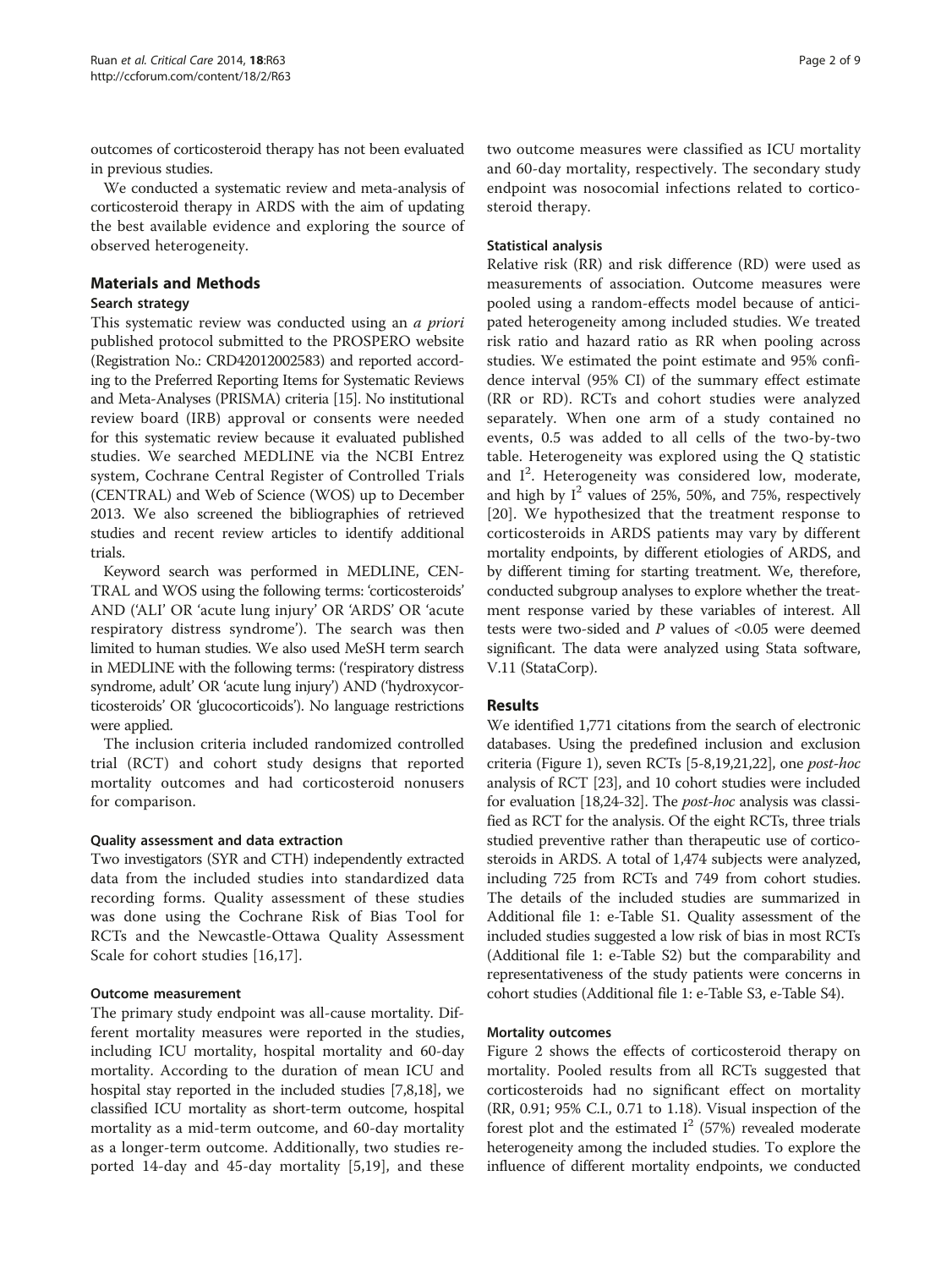outcomes of corticosteroid therapy has not been evaluated in previous studies.

We conducted a systematic review and meta-analysis of corticosteroid therapy in ARDS with the aim of updating the best available evidence and exploring the source of observed heterogeneity.

## Materials and Methods

### Search strategy

This systematic review was conducted using an *a priori* published protocol submitted to the PROSPERO website (Registration No.: CRD42012002583) and reported according to the Preferred Reporting Items for Systematic Reviews and Meta-Analyses (PRISMA) criteria [15]. No institutional review board (IRB) approval or consents were needed for this systematic review because it evaluated published studies. We searched MEDLINE via the NCBI Entrez system, Cochrane Central Register of Controlled Trials (CENTRAL) and Web of Science (WOS) up to December 2013. We also screened the bibliographies of retrieved studies and recent review articles to identify additional trials.

Keyword search was performed in MEDLINE, CENTRAL and WOS using the following terms: 'corticosteroids' AND ('ALI' OR 'acute lung injury' OR 'ARDS' OR 'acute respiratory distress syndrome'). The search was then limited to human studies. We also used MeSH term search in MEDLINE with the following terms: ('respiratory distress syndrome, adult' OR 'acute lung injury') AND ('hydroxycorticosteroids' OR 'glucocorticoids'). No language restrictions were applied.

The inclusion criteria included randomized controlled trial (RCT) and cohort study designs that reported mortality outcomes and had corticosteroid nonusers for comparison.

#### Quality assessment and data extraction

Two investigators (SYR and CTH) independently extracted data from the included studies into standardized data recording forms. Quality assessment of these studies was done using the Cochrane Risk of Bias Tool for RCTs and the Newcastle-Ottawa Quality Assessment Scale for cohort studies [16,17].

#### Outcome measurement

The primary study endpoint was all-cause mortality. Different mortality measures were reported in the studies, including ICU mortality, hospital mortality and 60-day mortality. According to the duration of mean ICU and hospital stay reported in the included studies [7,8,18], we classified ICU mortality as short-term outcome, hospital mortality as a mid-term outcome, and 60-day mortality as a longer-term outcome. Additionally, two studies reported 14-day and 45-day mortality [5,19], and these two outcome measures were classified as ICU mortality and 60-day mortality, respectively. The secondary study endpoint was nosocomial infections related to corticosteroid therapy.

#### Statistical analysis

Relative risk (RR) and risk difference (RD) were used as measurements of association. Outcome measures were pooled using a random-effects model because of anticipated heterogeneity among included studies. We treated risk ratio and hazard ratio as RR when pooling across studies. We estimated the point estimate and 95% confidence interval (95% CI) of the summary effect estimate (RR or RD). RCTs and cohort studies were analyzed separately. When one arm of a study contained no events, 0.5 was added to all cells of the two-by-two table. Heterogeneity was explored using the Q statistic and $I^2$. Heterogeneity was considered low, moderate, and high by $I^2$ values of 25%, 50%, and 75%, respectively [20]. We hypothesized that the treatment response to corticosteroids in ARDS patients may vary by different mortality endpoints, by different etiologies of ARDS, and by different timing for starting treatment. We, therefore, conducted subgroup analyses to explore whether the treatment response varied by these variables of interest. All tests were two-sided and $P$ values of <0.05 were deemed significant. The data were analyzed using Stata software, V.11 (StataCorp).

## Results

We identified 1,771 citations from the search of electronic databases. Using the predefined inclusion and exclusion criteria (Figure 1), seven RCTs [5-8,19,21,22], one *post-hoc* analysis of RCT [23], and 10 cohort studies were included for evaluation [18,24-32]. The *post-hoc* analysis was classified as RCT for the analysis. Of the eight RCTs, three trials studied preventive rather than therapeutic use of corticosteroids in ARDS. A total of 1,474 subjects were analyzed, including 725 from RCTs and 749 from cohort studies. The details of the included studies are summarized in Additional file 1: e-Table S1. Quality assessment of the included studies suggested a low risk of bias in most RCTs (Additional file 1: e-Table S2) but the comparability and representativeness of the study patients were concerns in cohort studies (Additional file 1: e-Table S3, e-Table S4).

#### Mortality outcomes

Figure 2 shows the effects of corticosteroid therapy on mortality. Pooled results from all RCTs suggested that corticosteroids had no significant effect on mortality (RR, 0.91; 95% C.I., 0.71 to 1.18). Visual inspection of the forest plot and the estimated $I^2$ (57%) revealed moderate heterogeneity among the included studies. To explore the influence of different mortality endpoints, we conducted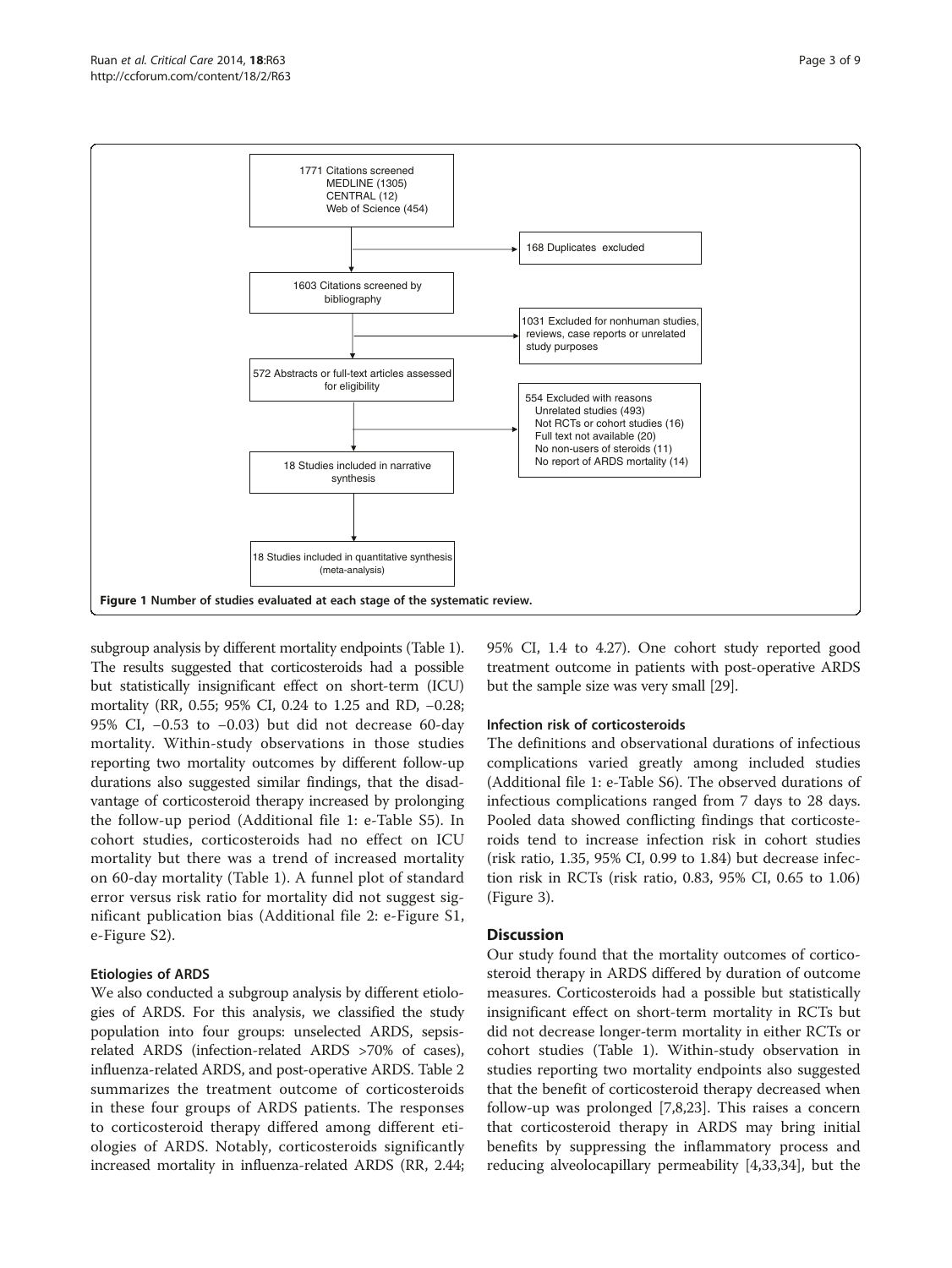1771 Citations screened
MEDLINE (1305)
CENTRAL (12)
Web of Science (454)

168 Duplicates excluded

1603 Citations screened by bibliography

1031 Excluded for nonhuman studies, reviews, case reports or unrelated study purposes

572 Abstracts or full-text articles assessed for eligibility

554 Excluded with reasons
Unrelated studies (493)
Not RCTs or cohort studies (16)
Full text not available (20)
No non-users of steroids (11)
No report of ARDS mortality (14)

18 Studies included in narrative synthesis

18 Studies included in quantitative synthesis (meta-analysis)

**Figure 1 Number of studies evaluated at each stage of the systematic review.**

subgroup analysis by different mortality endpoints (Table 1). The results suggested that corticosteroids had a possible but statistically insignificant effect on short-term (ICU) mortality (RR, 0.55; 95% CI, 0.24 to 1.25 and RD, −0.28; 95% CI, −0.53 to −0.03) but did not decrease 60-day mortality. Within-study observations in those studies reporting two mortality outcomes by different follow-up durations also suggested similar findings, that the disadvantage of corticosteroid therapy increased by prolonging the follow-up period (Additional file 1: e-Table S5). In cohort studies, corticosteroids had no effect on ICU mortality but there was a trend of increased mortality on 60-day mortality (Table 1). A funnel plot of standard error versus risk ratio for mortality did not suggest significant publication bias (Additional file 2: e-Figure S1, e-Figure S2).

### Etiologies of ARDS

We also conducted a subgroup analysis by different etiologies of ARDS. For this analysis, we classified the study population into four groups: unselected ARDS, sepsis-related ARDS (infection-related ARDS >70% of cases), influenza-related ARDS, and post-operative ARDS. Table 2 summarizes the treatment outcome of corticosteroids in these four groups of ARDS patients. The responses to corticosteroid therapy differed among different etiologies of ARDS. Notably, corticosteroids significantly increased mortality in influenza-related ARDS (RR, 2.44; 95% CI, 1.4 to 4.27). One cohort study reported good treatment outcome in patients with post-operative ARDS but the sample size was very small [29].

### Infection risk of corticosteroids

The definitions and observational durations of infectious complications varied greatly among included studies (Additional file 1: e-Table S6). The observed durations of infectious complications ranged from 7 days to 28 days. Pooled data showed conflicting findings that corticosteroids tend to increase infection risk in cohort studies (risk ratio, 1.35, 95% CI, 0.99 to 1.84) but decrease infection risk in RCTs (risk ratio, 0.83, 95% CI, 0.65 to 1.06) (Figure 3).

## Discussion

Our study found that the mortality outcomes of corticosteroid therapy in ARDS differed by duration of outcome measures. Corticosteroids had a possible but statistically insignificant effect on short-term mortality in RCTs but did not decrease longer-term mortality in either RCTs or cohort studies (Table 1). Within-study observation in studies reporting two mortality endpoints also suggested that the benefit of corticosteroid therapy decreased when follow-up was prolonged [7,8,23]. This raises a concern that corticosteroid therapy in ARDS may bring initial benefits by suppressing the inflammatory process and reducing alveolocapillary permeability [4,33,34], but the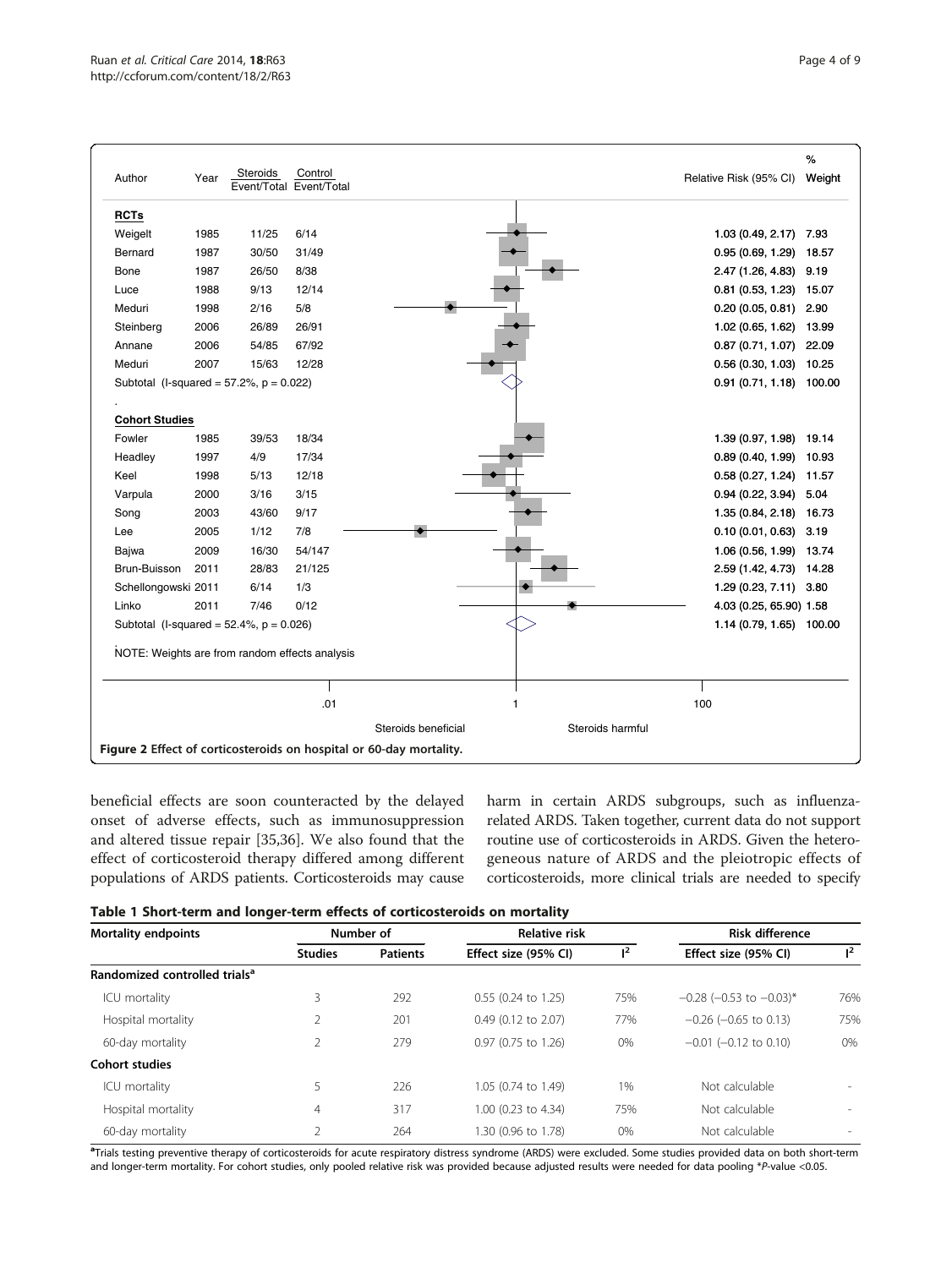| Author | Year | Steroids Event/Total | Control Event/Total | Relative Risk (95% CI) | % Weight |
|---|---|---|---|---|---|
| **RCTs** | | | | | |
| Weigelt | 1985 | 11/25 | 6/14 | 1.03 (0.49, 2.17) | 7.93 |
| Bernard | 1987 | 30/50 | 31/49 | 0.95 (0.69, 1.29) | 18.57 |
| Bone | 1987 | 26/50 | 8/38 | 2.47 (1.26, 4.83) | 9.19 |
| Luce | 1988 | 9/13 | 12/14 | 0.81 (0.53, 1.23) | 15.07 |
| Meduri | 1998 | 2/16 | 5/8 | 0.20 (0.05, 0.81) | 2.90 |
| Steinberg | 2006 | 26/89 | 26/91 | 1.02 (0.65, 1.62) | 13.99 |
| Annane | 2006 | 54/85 | 67/92 | 0.87 (0.71, 1.07) | 22.09 |
| Meduri | 2007 | 15/63 | 12/28 | 0.56 (0.30, 1.03) | 10.25 |
| Subtotal (I-squared = 57.2%, p = 0.022) | | | | 0.91 (0.71, 1.18) | 100.00 |
| **Cohort Studies** | | | | | |
| Fowler | 1985 | 39/53 | 18/34 | 1.39 (0.97, 1.98) | 19.14 |
| Headley | 1997 | 4/9 | 17/34 | 0.89 (0.40, 1.99) | 10.93 |
| Keel | 1998 | 5/13 | 12/18 | 0.58 (0.27, 1.24) | 11.57 |
| Varpula | 2000 | 3/16 | 3/15 | 0.94 (0.22, 3.94) | 5.04 |
| Song | 2003 | 43/60 | 9/17 | 1.35 (0.84, 2.18) | 16.73 |
| Lee | 2005 | 1/12 | 7/8 | 0.10 (0.01, 0.63) | 3.19 |
| Bajwa | 2009 | 16/30 | 54/147 | 1.06 (0.56, 1.99) | 13.74 |
| Brun-Buisson | 2011 | 28/83 | 21/125 | 2.59 (1.42, 4.73) | 14.28 |
| Schellongowski | 2011 | 6/14 | 1/3 | 1.29 (0.23, 7.11) | 3.80 |
| Linko | 2011 | 7/46 | 0/12 | 4.03 (0.25, 65.90) | 1.58 |
| Subtotal (I-squared = 52.4%, p = 0.026) | | | | 1.14 (0.79, 1.65) | 100.00 |

NOTE: Weights are from random effects analysis

.01 | 1 | 100

Steroids beneficial | Steroids harmful

**Figure 2 Effect of corticosteroids on hospital or 60-day mortality.**

beneficial effects are soon counteracted by the delayed onset of adverse effects, such as immunosuppression and altered tissue repair [35,36]. We also found that the effect of corticosteroid therapy differed among different populations of ARDS patients. Corticosteroids may cause harm in certain ARDS subgroups, such as influenza-related ARDS. Taken together, current data do not support routine use of corticosteroids in ARDS. Given the heterogeneous nature of ARDS and the pleiotropic effects of corticosteroids, more clinical trials are needed to specify

**Table 1 Short-term and longer-term effects of corticosteroids on mortality**

| Mortality endpoints | Number of | | Relative risk | | Risk difference | |
|---|---|---|---|---|---|---|
| | Studies | Patients | Effect size (95% CI) | $I^2$ | Effect size (95% CI) | $I^2$ |
| **Randomized controlled trials[a]** | | | | | | |
| ICU mortality | 3 | 292 | 0.55 (0.24 to 1.25) | 75% | −0.28 (−0.53 to −0.03)* | 76% |
| Hospital mortality | 2 | 201 | 0.49 (0.12 to 2.07) | 77% | −0.26 (−0.65 to 0.13) | 75% |
| 60-day mortality | 2 | 279 | 0.97 (0.75 to 1.26) | 0% | −0.01 (−0.12 to 0.10) | 0% |
| **Cohort studies** | | | | | | |
| ICU mortality | 5 | 226 | 1.05 (0.74 to 1.49) | 1% | Not calculable | - |
| Hospital mortality | 4 | 317 | 1.00 (0.23 to 4.34) | 75% | Not calculable | - |
| 60-day mortality | 2 | 264 | 1.30 (0.96 to 1.78) | 0% | Not calculable | - |

[a]Trials testing preventive therapy of corticosteroids for acute respiratory distress syndrome (ARDS) were excluded. Some studies provided data on both short-term and longer-term mortality. For cohort studies, only pooled relative risk was provided because adjusted results were needed for data pooling *P-value <0.05.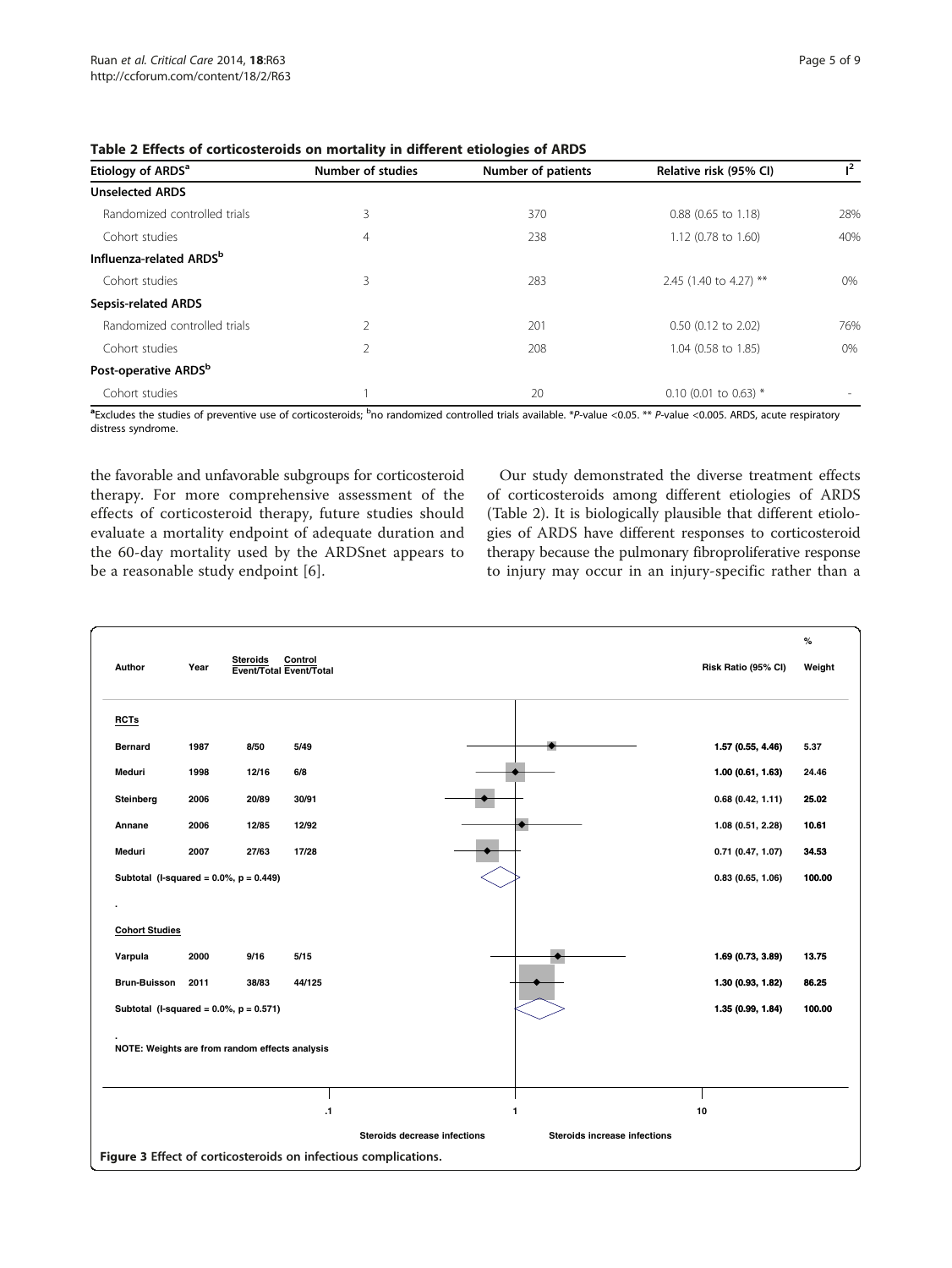**Table 2 Effects of corticosteroids on mortality in different etiologies of ARDS**

| Etiology of ARDS[a] | Number of studies | Number of patients | Relative risk (95% CI) | $I^2$ |
|---|---|---|---|---|
| **Unselected ARDS** | | | | |
| Randomized controlled trials | 3 | 370 | 0.88 (0.65 to 1.18) | 28% |
| Cohort studies | 4 | 238 | 1.12 (0.78 to 1.60) | 40% |
| **Influenza-related ARDS[b]** | | | | |
| Cohort studies | 3 | 283 | 2.45 (1.40 to 4.27) ** | 0% |
| **Sepsis-related ARDS** | | | | |
| Randomized controlled trials | 2 | 201 | 0.50 (0.12 to 2.02) | 76% |
| Cohort studies | 2 | 208 | 1.04 (0.58 to 1.85) | 0% |
| **Post-operative ARDS[b]** | | | | |
| Cohort studies | 1 | 20 | 0.10 (0.01 to 0.63) * | - |

[a]Excludes the studies of preventive use of corticosteroids; [b]no randomized controlled trials available. *P-value <0.05. ** P-value <0.005. ARDS, acute respiratory distress syndrome.

the favorable and unfavorable subgroups for corticosteroid therapy. For more comprehensive assessment of the effects of corticosteroid therapy, future studies should evaluate a mortality endpoint of adequate duration and the 60-day mortality used by the ARDSnet appears to be a reasonable study endpoint [6].

Our study demonstrated the diverse treatment effects of corticosteroids among different etiologies of ARDS (Table 2). It is biologically plausible that different etiologies of ARDS have different responses to corticosteroid therapy because the pulmonary fibroproliferative response to injury may occur in an injury-specific rather than a

| Author | Year | Steroids Event/Total | Control Event/Total | Risk Ratio (95% CI) | % Weight |
|---|---|---|---|---|---|
| **RCTs** | | | | | |
| Bernard | 1987 | 8/50 | 5/49 | 1.57 (0.55, 4.46) | 5.37 |
| Meduri | 1998 | 12/16 | 6/8 | 1.00 (0.61, 1.63) | 24.46 |
| Steinberg | 2006 | 20/89 | 30/91 | 0.68 (0.42, 1.11) | 25.02 |
| Annane | 2006 | 12/85 | 12/92 | 1.08 (0.51, 2.28) | 10.61 |
| Meduri | 2007 | 27/63 | 17/28 | 0.71 (0.47, 1.07) | 34.53 |
| Subtotal (I-squared = 0.0%, p = 0.449) | | | | 0.83 (0.65, 1.06) | 100.00 |
| **Cohort Studies** | | | | | |
| Varpula | 2000 | 9/16 | 5/15 | 1.69 (0.73, 3.89) | 13.75 |
| Brun-Buisson | 2011 | 38/83 | 44/125 | 1.30 (0.93, 1.82) | 86.25 |
| Subtotal (I-squared = 0.0%, p = 0.571) | | | | 1.35 (0.99, 1.84) | 100.00 |

NOTE: Weights are from random effects analysis

.1 | 1 | 10

Steroids decrease infections | Steroids increase infections

**Figure 3** Effect of corticosteroids on infectious complications.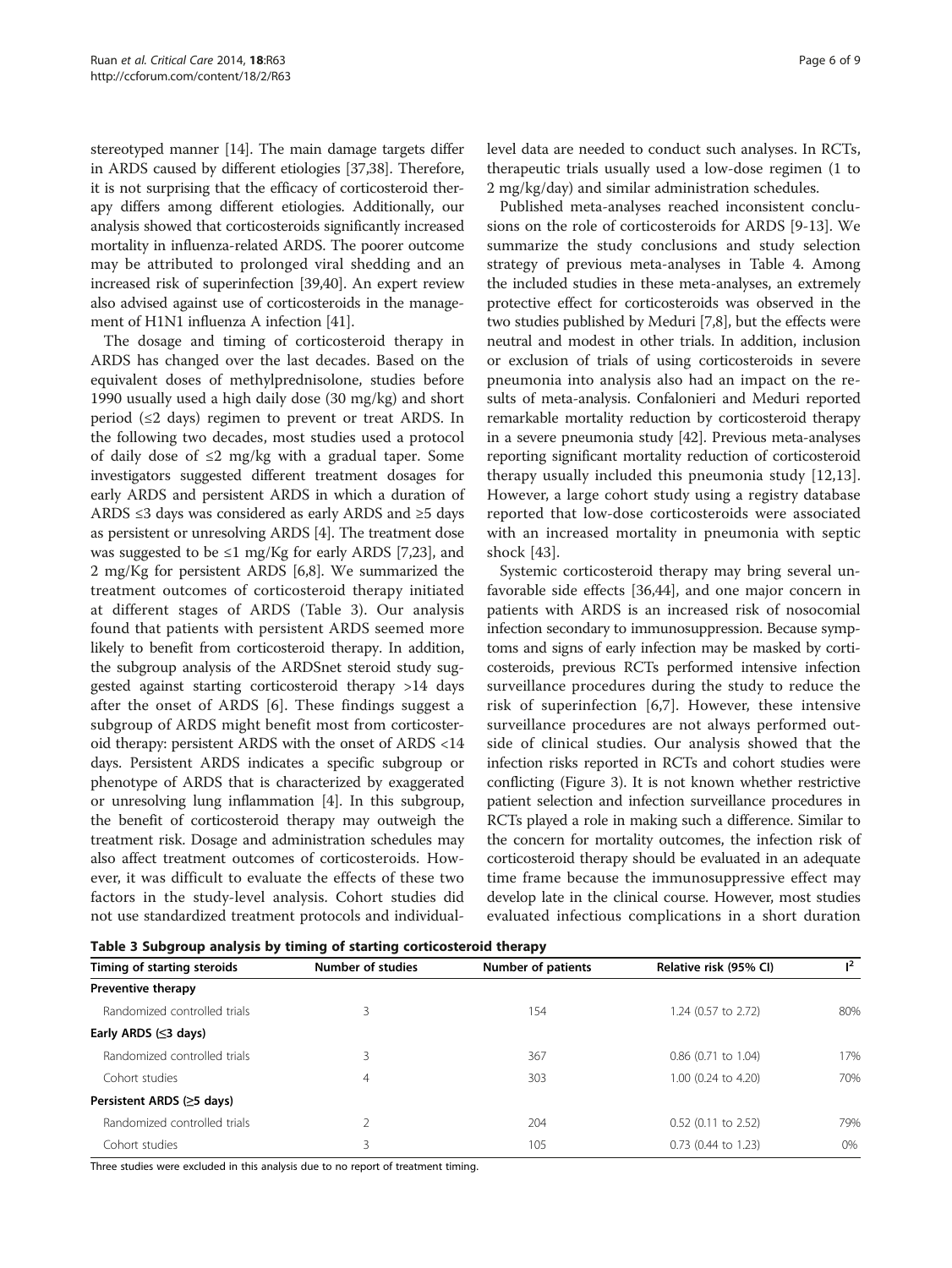stereotyped manner [14]. The main damage targets differ in ARDS caused by different etiologies [37,38]. Therefore, it is not surprising that the efficacy of corticosteroid therapy differs among different etiologies. Additionally, our analysis showed that corticosteroids significantly increased mortality in influenza-related ARDS. The poorer outcome may be attributed to prolonged viral shedding and an increased risk of superinfection [39,40]. An expert review also advised against use of corticosteroids in the management of H1N1 influenza A infection [41].

The dosage and timing of corticosteroid therapy in ARDS has changed over the last decades. Based on the equivalent doses of methylprednisolone, studies before 1990 usually used a high daily dose (30 mg/kg) and short period (≤2 days) regimen to prevent or treat ARDS. In the following two decades, most studies used a protocol of daily dose of ≤2 mg/kg with a gradual taper. Some investigators suggested different treatment dosages for early ARDS and persistent ARDS in which a duration of ARDS ≤3 days was considered as early ARDS and ≥5 days as persistent or unresolving ARDS [4]. The treatment dose was suggested to be ≤1 mg/Kg for early ARDS [7,23], and 2 mg/Kg for persistent ARDS [6,8]. We summarized the treatment outcomes of corticosteroid therapy initiated at different stages of ARDS (Table 3). Our analysis found that patients with persistent ARDS seemed more likely to benefit from corticosteroid therapy. In addition, the subgroup analysis of the ARDSnet steroid study suggested against starting corticosteroid therapy >14 days after the onset of ARDS [6]. These findings suggest a subgroup of ARDS might benefit most from corticosteroid therapy: persistent ARDS with the onset of ARDS <14 days. Persistent ARDS indicates a specific subgroup or phenotype of ARDS that is characterized by exaggerated or unresolving lung inflammation [4]. In this subgroup, the benefit of corticosteroid therapy may outweigh the treatment risk. Dosage and administration schedules may also affect treatment outcomes of corticosteroids. However, it was difficult to evaluate the effects of these two factors in the study-level analysis. Cohort studies did not use standardized treatment protocols and individual-level data are needed to conduct such analyses. In RCTs, therapeutic trials usually used a low-dose regimen (1 to 2 mg/kg/day) and similar administration schedules.

Published meta-analyses reached inconsistent conclusions on the role of corticosteroids for ARDS [9-13]. We summarize the study conclusions and study selection strategy of previous meta-analyses in Table 4. Among the included studies in these meta-analyses, an extremely protective effect for corticosteroids was observed in the two studies published by Meduri [7,8], but the effects were neutral and modest in other trials. In addition, inclusion or exclusion of trials of using corticosteroids in severe pneumonia into analysis also had an impact on the results of meta-analysis. Confalonieri and Meduri reported remarkable mortality reduction by corticosteroid therapy in a severe pneumonia study [42]. Previous meta-analyses reporting significant mortality reduction of corticosteroid therapy usually included this pneumonia study [12,13]. However, a large cohort study using a registry database reported that low-dose corticosteroids were associated with an increased mortality in pneumonia with septic shock [43].

Systemic corticosteroid therapy may bring several unfavorable side effects [36,44], and one major concern in patients with ARDS is an increased risk of nosocomial infection secondary to immunosuppression. Because symptoms and signs of early infection may be masked by corticosteroids, previous RCTs performed intensive infection surveillance procedures during the study to reduce the risk of superinfection [6,7]. However, these intensive surveillance procedures are not always performed outside of clinical studies. Our analysis showed that the infection risks reported in RCTs and cohort studies were conflicting (Figure 3). It is not known whether restrictive patient selection and infection surveillance procedures in RCTs played a role in making such a difference. Similar to the concern for mortality outcomes, the infection risk of corticosteroid therapy should be evaluated in an adequate time frame because the immunosuppressive effect may develop late in the clinical course. However, most studies evaluated infectious complications in a short duration

**Table 3 Subgroup analysis by timing of starting corticosteroid therapy**

| Timing of starting steroids | Number of studies | Number of patients | Relative risk (95% CI) | $I^2$ |
|---|---|---|---|---|
| **Preventive therapy** | | | | |
| Randomized controlled trials | 3 | 154 | 1.24 (0.57 to 2.72) | 80% |
| **Early ARDS (≤3 days)** | | | | |
| Randomized controlled trials | 3 | 367 | 0.86 (0.71 to 1.04) | 17% |
| Cohort studies | 4 | 303 | 1.00 (0.24 to 4.20) | 70% |
| **Persistent ARDS (≥5 days)** | | | | |
| Randomized controlled trials | 2 | 204 | 0.52 (0.11 to 2.52) | 79% |
| Cohort studies | 3 | 105 | 0.73 (0.44 to 1.23) | 0% |

Three studies were excluded in this analysis due to no report of treatment timing.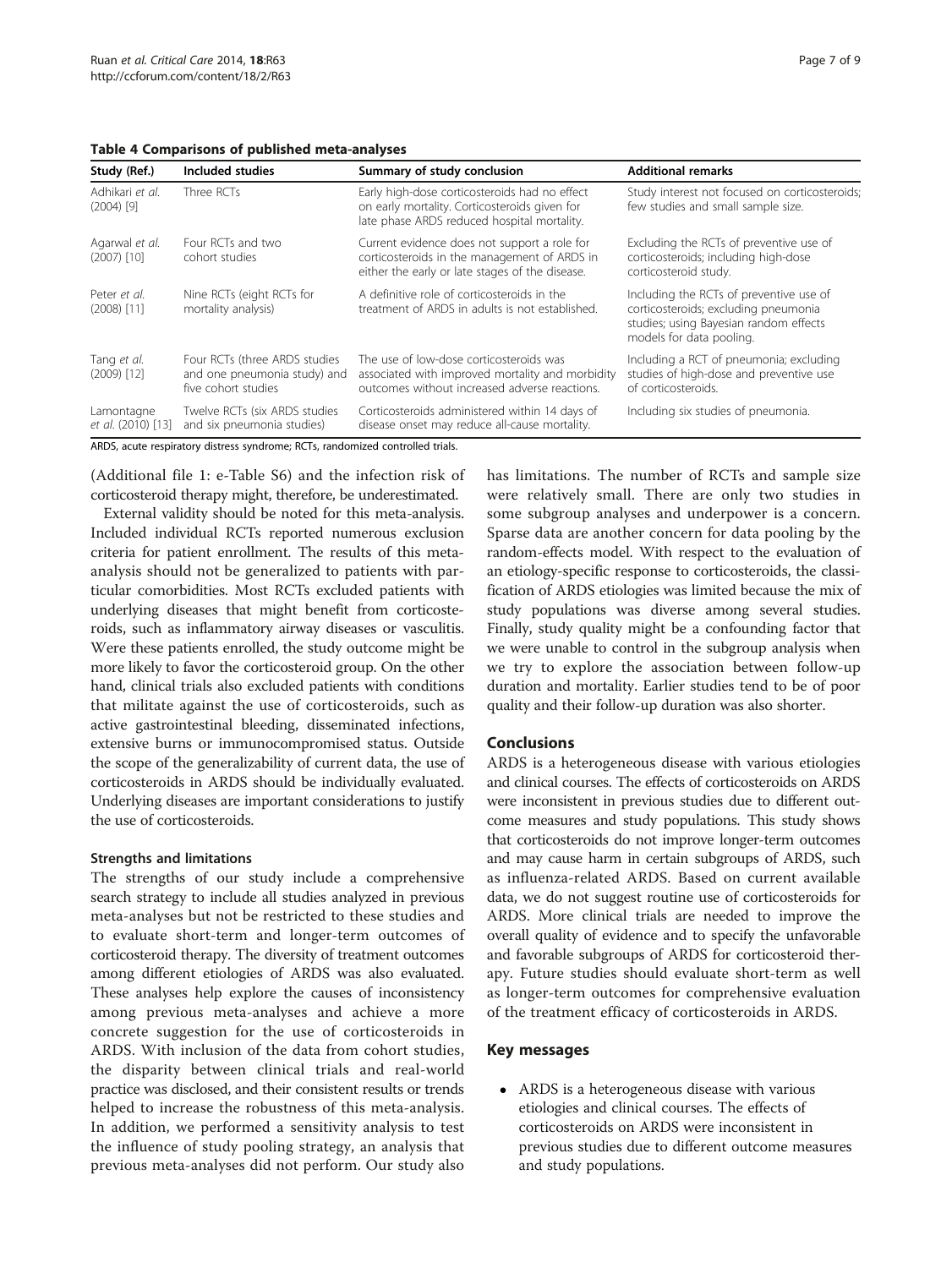**Table 4 Comparisons of published meta-analyses**

| Study (Ref.) | Included studies | Summary of study conclusion | Additional remarks |
|---|---|---|---|
| Adhikari *et al.* (2004) [9] | Three RCTs | Early high-dose corticosteroids had no effect on early mortality. Corticosteroids given for late phase ARDS reduced hospital mortality. | Study interest not focused on corticosteroids; few studies and small sample size. |
| Agarwal *et al.* (2007) [10] | Four RCTs and two cohort studies | Current evidence does not support a role for corticosteroids in the management of ARDS in either the early or late stages of the disease. | Excluding the RCTs of preventive use of corticosteroids; including high-dose corticosteroid study. |
| Peter *et al.* (2008) [11] | Nine RCTs (eight RCTs for mortality analysis) | A definitive role of corticosteroids in the treatment of ARDS in adults is not established. | Including the RCTs of preventive use of corticosteroids; excluding pneumonia studies; using Bayesian random effects models for data pooling. |
| Tang *et al.* (2009) [12] | Four RCTs (three ARDS studies and one pneumonia study) and five cohort studies | The use of low-dose corticosteroids was associated with improved mortality and morbidity outcomes without increased adverse reactions. | Including a RCT of pneumonia; excluding studies of high-dose and preventive use of corticosteroids. |
| Lamontagne *et al.* (2010) [13] | Twelve RCTs (six ARDS studies and six pneumonia studies) | Corticosteroids administered within 14 days of disease onset may reduce all-cause mortality. | Including six studies of pneumonia. |

ARDS, acute respiratory distress syndrome; RCTs, randomized controlled trials.

(Additional file 1: e-Table S6) and the infection risk of corticosteroid therapy might, therefore, be underestimated.

External validity should be noted for this meta-analysis. Included individual RCTs reported numerous exclusion criteria for patient enrollment. The results of this meta-analysis should not be generalized to patients with particular comorbidities. Most RCTs excluded patients with underlying diseases that might benefit from corticosteroids, such as inflammatory airway diseases or vasculitis. Were these patients enrolled, the study outcome might be more likely to favor the corticosteroid group. On the other hand, clinical trials also excluded patients with conditions that militate against the use of corticosteroids, such as active gastrointestinal bleeding, disseminated infections, extensive burns or immunocompromised status. Outside the scope of the generalizability of current data, the use of corticosteroids in ARDS should be individually evaluated. Underlying diseases are important considerations to justify the use of corticosteroids.

### Strengths and limitations

The strengths of our study include a comprehensive search strategy to include all studies analyzed in previous meta-analyses but not be restricted to these studies and to evaluate short-term and longer-term outcomes of corticosteroid therapy. The diversity of treatment outcomes among different etiologies of ARDS was also evaluated. These analyses help explore the causes of inconsistency among previous meta-analyses and achieve a more concrete suggestion for the use of corticosteroids in ARDS. With inclusion of the data from cohort studies, the disparity between clinical trials and real-world practice was disclosed, and their consistent results or trends helped to increase the robustness of this meta-analysis. In addition, we performed a sensitivity analysis to test the influence of study pooling strategy, an analysis that previous meta-analyses did not perform. Our study also has limitations. The number of RCTs and sample size were relatively small. There are only two studies in some subgroup analyses and underpower is a concern. Sparse data are another concern for data pooling by the random-effects model. With respect to the evaluation of an etiology-specific response to corticosteroids, the classification of ARDS etiologies was limited because the mix of study populations was diverse among several studies. Finally, study quality might be a confounding factor that we were unable to control in the subgroup analysis when we try to explore the association between follow-up duration and mortality. Earlier studies tend to be of poor quality and their follow-up duration was also shorter.

## Conclusions

ARDS is a heterogeneous disease with various etiologies and clinical courses. The effects of corticosteroids on ARDS were inconsistent in previous studies due to different outcome measures and study populations. This study shows that corticosteroids do not improve longer-term outcomes and may cause harm in certain subgroups of ARDS, such as influenza-related ARDS. Based on current available data, we do not suggest routine use of corticosteroids for ARDS. More clinical trials are needed to improve the overall quality of evidence and to specify the unfavorable and favorable subgroups of ARDS for corticosteroid therapy. Future studies should evaluate short-term as well as longer-term outcomes for comprehensive evaluation of the treatment efficacy of corticosteroids in ARDS.

## Key messages

- ARDS is a heterogeneous disease with various etiologies and clinical courses. The effects of corticosteroids on ARDS were inconsistent in previous studies due to different outcome measures and study populations.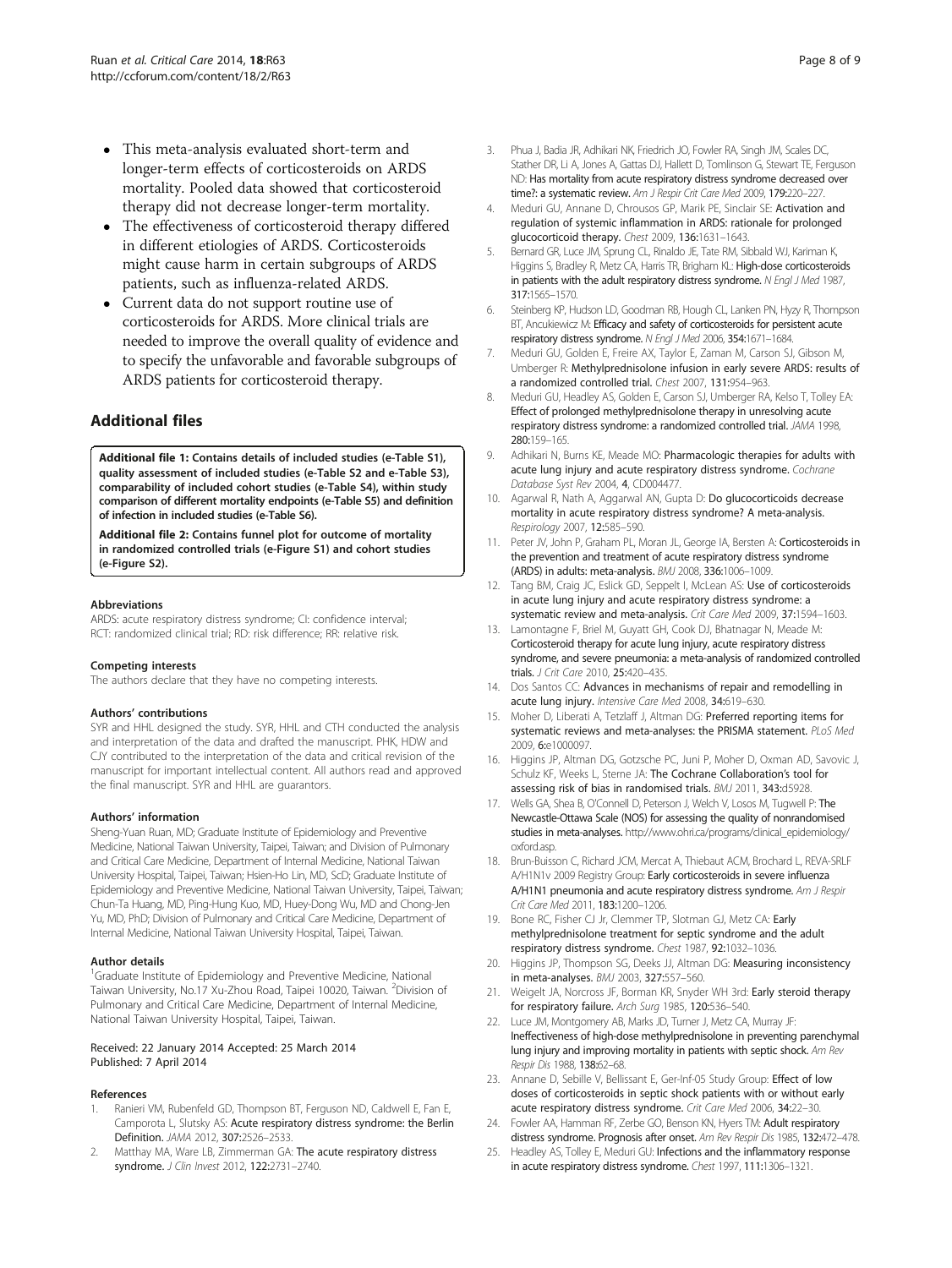- This meta-analysis evaluated short-term and longer-term effects of corticosteroids on ARDS mortality. Pooled data showed that corticosteroid therapy did not decrease longer-term mortality.
- The effectiveness of corticosteroid therapy differed in different etiologies of ARDS. Corticosteroids might cause harm in certain subgroups of ARDS patients, such as influenza-related ARDS.
- Current data do not support routine use of corticosteroids for ARDS. More clinical trials are needed to improve the overall quality of evidence and to specify the unfavorable and favorable subgroups of ARDS patients for corticosteroid therapy.

## Additional files

**Additional file 1: Contains details of included studies (e-Table S1), quality assessment of included studies (e-Table S2 and e-Table S3), comparability of included cohort studies (e-Table S4), within study comparison of different mortality endpoints (e-Table S5) and definition of infection in included studies (e-Table S6).**

**Additional file 2: Contains funnel plot for outcome of mortality in randomized controlled trials (e-Figure S1) and cohort studies (e-Figure S2).**

#### Abbreviations

ARDS: acute respiratory distress syndrome; CI: confidence interval; RCT: randomized clinical trial; RD: risk difference; RR: relative risk.

#### Competing interests

The authors declare that they have no competing interests.

#### Authors' contributions

SYR and HHL designed the study. SYR, HHL and CTH conducted the analysis and interpretation of the data and drafted the manuscript. PHK, HDW and CJY contributed to the interpretation of the data and critical revision of the manuscript for important intellectual content. All authors read and approved the final manuscript. SYR and HHL are guarantors.

#### Authors' information

Sheng-Yuan Ruan, MD; Graduate Institute of Epidemiology and Preventive Medicine, National Taiwan University, Taipei, Taiwan; and Division of Pulmonary and Critical Care Medicine, Department of Internal Medicine, National Taiwan University Hospital, Taipei, Taiwan; Hsien-Ho Lin, MD, ScD; Graduate Institute of Epidemiology and Preventive Medicine, National Taiwan University, Taipei, Taiwan; Chun-Ta Huang, MD, Ping-Hung Kuo, MD, Huey-Dong Wu, MD and Chong-Jen Yu, MD, PhD; Division of Pulmonary and Critical Care Medicine, Department of Internal Medicine, National Taiwan University Hospital, Taipei, Taiwan.

#### Author details

[1]Graduate Institute of Epidemiology and Preventive Medicine, National Taiwan University, No.17 Xu-Zhou Road, Taipei 10020, Taiwan. [2]Division of Pulmonary and Critical Care Medicine, Department of Internal Medicine, National Taiwan University Hospital, Taipei, Taiwan.

Received: 22 January 2014 Accepted: 25 March 2014
Published: 7 April 2014

#### References

1. Ranieri VM, Rubenfeld GD, Thompson BT, Ferguson ND, Caldwell E, Fan E, Camporota L, Slutsky AS: **Acute respiratory distress syndrome: the Berlin Definition.** *JAMA* 2012, **307:**2526–2533.
2. Matthay MA, Ware LB, Zimmerman GA: **The acute respiratory distress syndrome.** *J Clin Invest* 2012, **122:**2731–2740.
3. Phua J, Badia JR, Adhikari NK, Friedrich JO, Fowler RA, Singh JM, Scales DC, Stather DR, Li A, Jones A, Gattas DJ, Hallett D, Tomlinson G, Stewart TE, Ferguson ND: **Has mortality from acute respiratory distress syndrome decreased over time?: a systematic review.** *Am J Respir Crit Care Med* 2009, **179:**220–227.
4. Meduri GU, Annane D, Chrousos GP, Marik PE, Sinclair SE: **Activation and regulation of systemic inflammation in ARDS: rationale for prolonged glucocorticoid therapy.** *Chest* 2009, **136:**1631–1643.
5. Bernard GR, Luce JM, Sprung CL, Rinaldo JE, Tate RM, Sibbald WJ, Kariman K, Higgins S, Bradley R, Metz CA, Harris TR, Brigham KL: **High-dose corticosteroids in patients with the adult respiratory distress syndrome.** *N Engl J Med* 1987, **317:**1565–1570.
6. Steinberg KP, Hudson LD, Goodman RB, Hough CL, Lanken PN, Hyzy R, Thompson BT, Ancukiewicz M: **Efficacy and safety of corticosteroids for persistent acute respiratory distress syndrome.** *N Engl J Med* 2006, **354:**1671–1684.
7. Meduri GU, Golden E, Freire AX, Taylor E, Zaman M, Carson SJ, Gibson M, Umberger R: **Methylprednisolone infusion in early severe ARDS: results of a randomized controlled trial.** *Chest* 2007, **131:**954–963.
8. Meduri GU, Headley AS, Golden E, Carson SJ, Umberger RA, Kelso T, Tolley EA: **Effect of prolonged methylprednisolone therapy in unresolving acute respiratory distress syndrome: a randomized controlled trial.** *JAMA* 1998, **280:**159–165.
9. Adhikari N, Burns KE, Meade MO: **Pharmacologic therapies for adults with acute lung injury and acute respiratory distress syndrome.** *Cochrane Database Syst Rev* 2004, **4**, CD004477.
10. Agarwal R, Nath A, Aggarwal AN, Gupta D: **Do glucocorticoids decrease mortality in acute respiratory distress syndrome? A meta-analysis.** *Respirology* 2007, **12:**585–590.
11. Peter JV, John P, Graham PL, Moran JL, George IA, Bersten A: **Corticosteroids in the prevention and treatment of acute respiratory distress syndrome (ARDS) in adults: meta-analysis.** *BMJ* 2008, **336:**1006–1009.
12. Tang BM, Craig JC, Eslick GD, Seppelt I, McLean AS: **Use of corticosteroids in acute lung injury and acute respiratory distress syndrome: a systematic review and meta-analysis.** *Crit Care Med* 2009, **37:**1594–1603.
13. Lamontagne F, Briel M, Guyatt GH, Cook DJ, Bhatnagar N, Meade M: **Corticosteroid therapy for acute lung injury, acute respiratory distress syndrome, and severe pneumonia: a meta-analysis of randomized controlled trials.** *J Crit Care* 2010, **25:**420–435.
14. Dos Santos CC: **Advances in mechanisms of repair and remodelling in acute lung injury.** *Intensive Care Med* 2008, **34:**619–630.
15. Moher D, Liberati A, Tetzlaff J, Altman DG: **Preferred reporting items for systematic reviews and meta-analyses: the PRISMA statement.** *PLoS Med* 2009, **6:**e1000097.
16. Higgins JP, Altman DG, Gotzsche PC, Juni P, Moher D, Oxman AD, Savovic J, Schulz KF, Weeks L, Sterne JA: **The Cochrane Collaboration's tool for assessing risk of bias in randomised trials.** *BMJ* 2011, **343:**d5928.
17. Wells GA, Shea B, O'Connell D, Peterson J, Welch V, Losos M, Tugwell P: **The Newcastle-Ottawa Scale (NOS) for assessing the quality of nonrandomised studies in meta-analyses.** http://www.ohri.ca/programs/clinical_epidemiology/oxford.asp.
18. Brun-Buisson C, Richard JCM, Mercat A, Thiebaut ACM, Brochard L, REVA-SRLF A/H1N1v 2009 Registry Group: **Early corticosteroids in severe influenza A/H1N1 pneumonia and acute respiratory distress syndrome.** *Am J Respir Crit Care Med* 2011, **183:**1200–1206.
19. Bone RC, Fisher CJ Jr, Clemmer TP, Slotman GJ, Metz CA: **Early methylprednisolone treatment for septic syndrome and the adult respiratory distress syndrome.** *Chest* 1987, **92:**1032–1036.
20. Higgins JP, Thompson SG, Deeks JJ, Altman DG: **Measuring inconsistency in meta-analyses.** *BMJ* 2003, **327:**557–560.
21. Weigelt JA, Norcross JF, Borman KR, Snyder WH 3rd: **Early steroid therapy for respiratory failure.** *Arch Surg* 1985, **120:**536–540.
22. Luce JM, Montgomery AB, Marks JD, Turner J, Metz CA, Murray JF: **Ineffectiveness of high-dose methylprednisolone in preventing parenchymal lung injury and improving mortality in patients with septic shock.** *Am Rev Respir Dis* 1988, **138:**62–68.
23. Annane D, Sebille V, Bellissant E, Ger-Inf-05 Study Group: **Effect of low doses of corticosteroids in septic shock patients with or without early acute respiratory distress syndrome.** *Crit Care Med* 2006, **34:**22–30.
24. Fowler AA, Hamman RF, Zerbe GO, Benson KN, Hyers TM: **Adult respiratory distress syndrome. Prognosis after onset.** *Am Rev Respir Dis* 1985, **132:**472–478.
25. Headley AS, Tolley E, Meduri GU: **Infections and the inflammatory response in acute respiratory distress syndrome.** *Chest* 1997, **111:**1306–1321.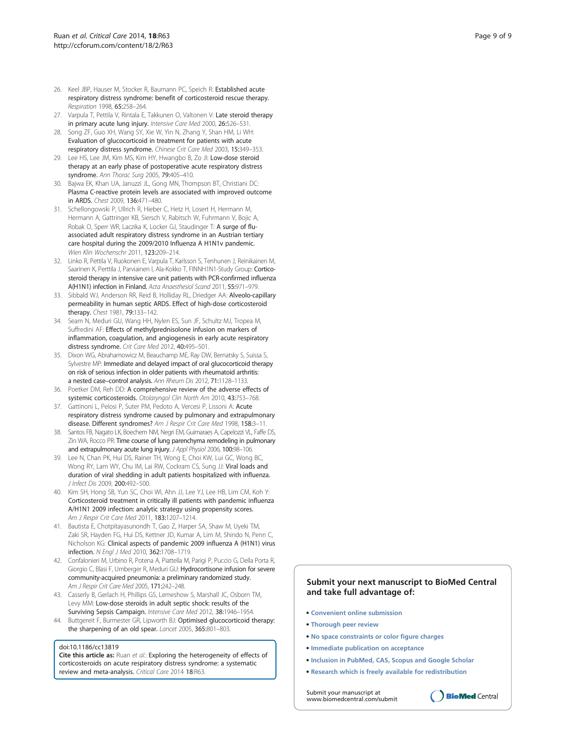26. Keel JBP, Hauser M, Stocker R, Baumann PC, Speich R: **Established acute respiratory distress syndrome: benefit of corticosteroid rescue therapy.** *Respiration* 1998, **65:**258–264.
27. Varpula T, Pettila V, Rintala E, Takkunen O, Valtonen V: **Late steroid therapy in primary acute lung injury.** *Intensive Care Med* 2000, **26:**526–531.
28. Song ZF, Guo XH, Wang SY, Xie W, Yin N, Zhang Y, Shan HM, Li WH: **Evaluation of glucocorticoid in treatment for patients with acute respiratory distress syndrome.** *Chinese Crit Care Med* 2003, **15:**349–353.
29. Lee HS, Lee JM, Kim MS, Kim HY, Hwangbo B, Zo JI: **Low-dose steroid therapy at an early phase of postoperative acute respiratory distress syndrome.** *Ann Thorac Surg* 2005, **79:**405–410.
30. Bajwa EK, Khan UA, Januzzi JL, Gong MN, Thompson BT, Christiani DC: **Plasma C-reactive protein levels are associated with improved outcome in ARDS.** *Chest* 2009, **136:**471–480.
31. Schellongowski P, Ullrich R, Hieber C, Hetz H, Losert H, Hermann M, Hermann A, Gattringer KB, Siersch V, Rabitsch W, Fuhrmann V, Bojic A, Robak O, Sperr WR, Laczika K, Locker GJ, Staudinger T: **A surge of flu-associated adult respiratory distress syndrome in an Austrian tertiary care hospital during the 2009/2010 Influenza A H1N1v pandemic.** *Wien Klin Wochenschr* 2011, **123:**209–214.
32. Linko R, Pettila V, Ruokonen E, Varpula T, Karlsson S, Tenhunen J, Reinikainen M, Saarinen K, Perttila J, Parviainen I, Ala-Kokko T, FINNH1N1-Study Group: **Corticosteroid therapy in intensive care unit patients with PCR-confirmed influenza A(H1N1) infection in Finland.** *Acta Anaesthesiol Scand* 2011, **55:**971–979.
33. Sibbald WJ, Anderson RR, Reid B, Holliday RL, Driedger AA: **Alveolo-capillary permeability in human septic ARDS. Effect of high-dose corticosteroid therapy.** *Chest* 1981, **79:**133–142.
34. Seam N, Meduri GU, Wang HH, Nylen ES, Sun JF, Schultz MJ, Tropea M, Suffredini AF: **Effects of methylprednisolone infusion on markers of inflammation, coagulation, and angiogenesis in early acute respiratory distress syndrome.** *Crit Care Med* 2012, **40:**495–501.
35. Dixon WG, Abrahamowicz M, Beauchamp ME, Ray DW, Bernatsky S, Suissa S, Sylvestre MP: **Immediate and delayed impact of oral glucocorticoid therapy on risk of serious infection in older patients with rheumatoid arthritis: a nested case–control analysis.** *Ann Rheum Dis* 2012, **71:**1128–1133.
36. Poetker DM, Reh DD: **A comprehensive review of the adverse effects of systemic corticosteroids.** *Otolaryngol Clin North Am* 2010, **43:**753–768.
37. Gattinoni L, Pelosi P, Suter PM, Pedoto A, Vercesi P, Lissoni A: **Acute respiratory distress syndrome caused by pulmonary and extrapulmonary disease. Different syndromes?** *Am J Respir Crit Care Med* 1998, **158:**3–11.
38. Santos FB, Nagato LK, Boechem NM, Negri EM, Guimaraes A, Capelozzi VL, Faffe DS, Zin WA, Rocco PR: **Time course of lung parenchyma remodeling in pulmonary and extrapulmonary acute lung injury.** *J Appl Physiol* 2006, **100:**98–106.
39. Lee N, Chan PK, Hui DS, Rainer TH, Wong E, Choi KW, Lui GC, Wong BC, Wong RY, Lam WY, Chu IM, Lai RW, Cockram CS, Sung JJ: **Viral loads and duration of viral shedding in adult patients hospitalized with influenza.** *J Infect Dis* 2009, **200:**492–500.
40. Kim SH, Hong SB, Yun SC, Choi WI, Ahn JJ, Lee YJ, Lee HB, Lim CM, Koh Y: **Corticosteroid treatment in critically ill patients with pandemic influenza A/H1N1 2009 infection: analytic strategy using propensity scores.** *Am J Respir Crit Care Med* 2011, **183:**1207–1214.
41. Bautista E, Chotpitayasunondh T, Gao Z, Harper SA, Shaw M, Uyeki TM, Zaki SR, Hayden FG, Hui DS, Kettner JD, Kumar A, Lim M, Shindo N, Penn C, Nicholson KG: **Clinical aspects of pandemic 2009 influenza A (H1N1) virus infection.** *N Engl J Med* 2010, **362:**1708–1719.
42. Confalonieri M, Urbino R, Potena A, Piattella M, Parigi P, Puccio G, Della Porta R, Giorgio C, Blasi F, Umberger R, Meduri GU: **Hydrocortisone infusion for severe community-acquired pneumonia: a preliminary randomized study.** *Am J Respir Crit Care Med* 2005, **171:**242–248.
43. Casserly B, Gerlach H, Phillips GS, Lemeshow S, Marshall JC, Osborn TM, Levy MM: **Low-dose steroids in adult septic shock: results of the Surviving Sepsis Campaign.** *Intensive Care Med* 2012, **38:**1946–1954.
44. Buttgereit F, Burmester GR, Lipworth BJ: **Optimised glucocorticoid therapy: the sharpening of an old spear.** *Lancet* 2005, **365:**801–803.

doi:10.1186/cc13819

**Cite this article as:** Ruan *et al.*: Exploring the heterogeneity of effects of corticosteroids on acute respiratory distress syndrome: a systematic review and meta-analysis. *Critical Care* 2014 **18**:R63.

**Submit your next manuscript to BioMed Central and take full advantage of:**

- **Convenient online submission**
- **Thorough peer review**
- **No space constraints or color figure charges**
- **Immediate publication on acceptance**
- **Inclusion in PubMed, CAS, Scopus and Google Scholar**
- **Research which is freely available for redistribution**

Submit your manuscript at
www.biomedcentral.com/submit

BioMed Central